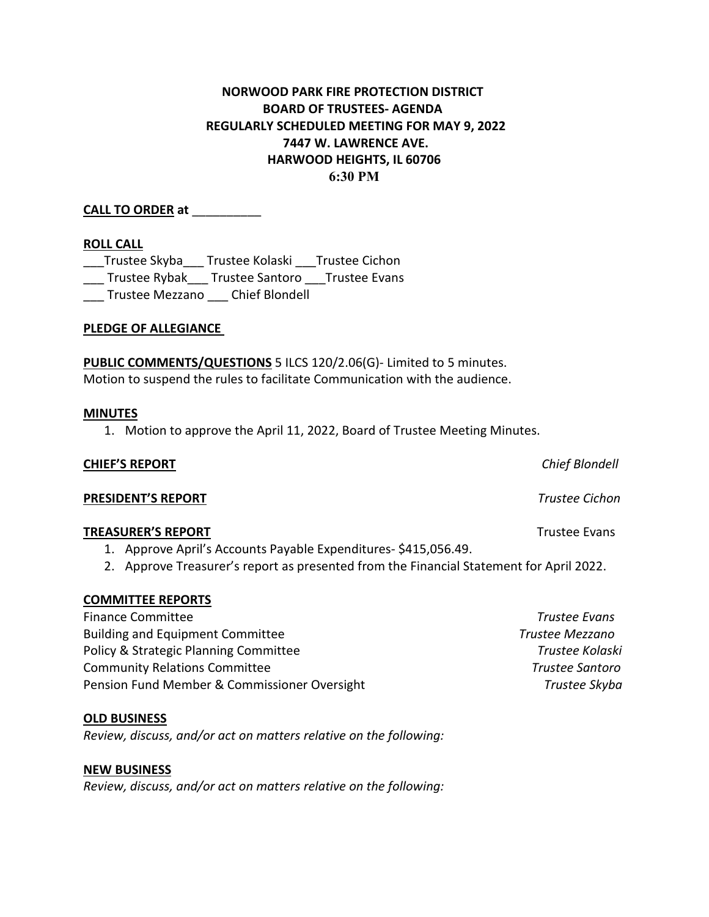**NORWOOD PARK FIRE PROTECTION DISTRICT**
**BOARD OF TRUSTEES- AGENDA**
**REGULARLY SCHEDULED MEETING FOR MAY 9, 2022**
**7447 W. LAWRENCE AVE.**
**HARWOOD HEIGHTS, IL 60706**
**6:30 PM**

**CALL TO ORDER at** __________

**ROLL CALL**

___Trustee Skyba___ Trustee Kolaski ___Trustee Cichon
___ Trustee Rybak___ Trustee Santoro ___Trustee Evans
___ Trustee Mezzano ___ Chief Blondell

**PLEDGE OF ALLEGIANCE**

**PUBLIC COMMENTS/QUESTIONS** 5 ILCS 120/2.06(G)- Limited to 5 minutes.
Motion to suspend the rules to facilitate Communication with the audience.

**MINUTES**

1. Motion to approve the April 11, 2022, Board of Trustee Meeting Minutes.

**CHIEF'S REPORT** *Chief Blondell*

**PRESIDENT'S REPORT** *Trustee Cichon*

**TREASURER'S REPORT** Trustee Evans

1. Approve April's Accounts Payable Expenditures- $415,056.49.
2. Approve Treasurer's report as presented from the Financial Statement for April 2022.

**COMMITTEE REPORTS**

Finance Committee *Trustee Evans*
Building and Equipment Committee *Trustee Mezzano*
Policy & Strategic Planning Committee *Trustee Kolaski*
Community Relations Committee *Trustee Santoro*
Pension Fund Member & Commissioner Oversight *Trustee Skyba*

**OLD BUSINESS**

*Review, discuss, and/or act on matters relative on the following:*

**NEW BUSINESS**

*Review, discuss, and/or act on matters relative on the following:*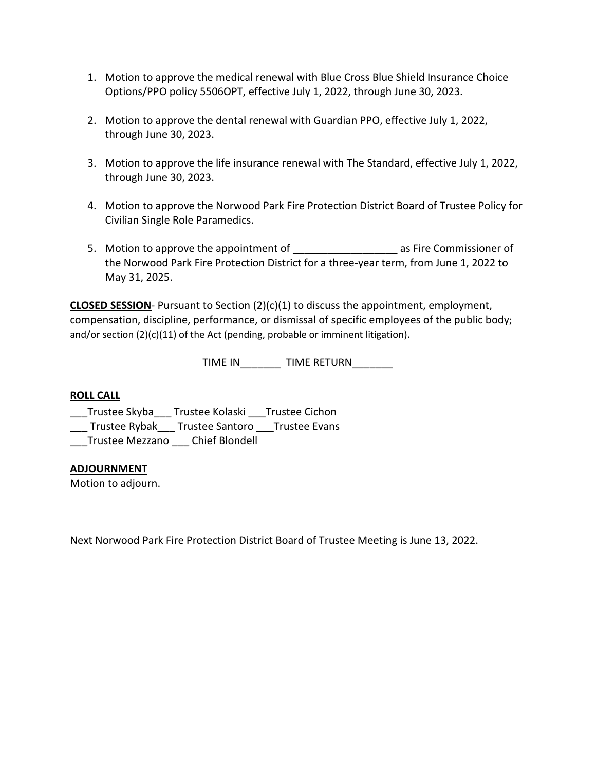1. Motion to approve the medical renewal with Blue Cross Blue Shield Insurance Choice Options/PPO policy 5506OPT, effective July 1, 2022, through June 30, 2023.

2. Motion to approve the dental renewal with Guardian PPO, effective July 1, 2022, through June 30, 2023.

3. Motion to approve the life insurance renewal with The Standard, effective July 1, 2022, through June 30, 2023.

4. Motion to approve the Norwood Park Fire Protection District Board of Trustee Policy for Civilian Single Role Paramedics.

5. Motion to approve the appointment of __________________ as Fire Commissioner of the Norwood Park Fire Protection District for a three-year term, from June 1, 2022 to May 31, 2025.

**CLOSED SESSION**- Pursuant to Section (2)(c)(1) to discuss the appointment, employment, compensation, discipline, performance, or dismissal of specific employees of the public body; and/or section (2)(c)(11) of the Act (pending, probable or imminent litigation).

TIME IN_______ TIME RETURN_______

**ROLL CALL**

___Trustee Skyba___ Trustee Kolaski ___Trustee Cichon
___ Trustee Rybak___ Trustee Santoro ___Trustee Evans
___Trustee Mezzano ___ Chief Blondell

**ADJOURNMENT**

Motion to adjourn.

Next Norwood Park Fire Protection District Board of Trustee Meeting is June 13, 2022.